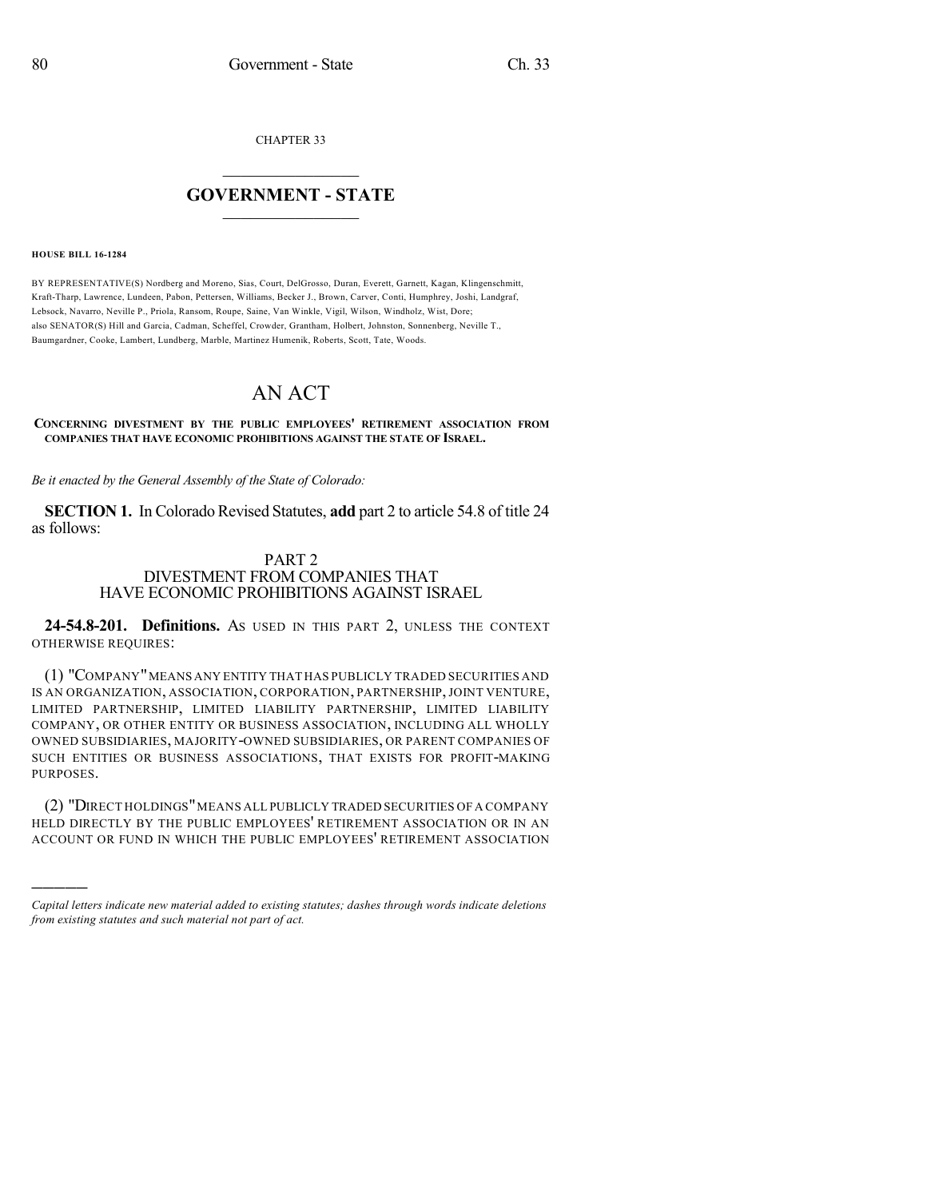CHAPTER 33

# GOVERNMENT - STATE

**HOUSE BILL 16-1284**

BY REPRESENTATIVE(S) Nordberg and Moreno, Sias, Court, DelGrosso, Duran, Everett, Garnett, Kagan, Klingenschmitt, Kraft-Tharp, Lawrence, Lundeen, Pabon, Pettersen, Williams, Becker J., Brown, Carver, Conti, Humphrey, Joshi, Landgraf, Lebsock, Navarro, Neville P., Priola, Ransom, Roupe, Saine, Van Winkle, Vigil, Wilson, Windholz, Wist, Dore;
also SENATOR(S) Hill and Garcia, Cadman, Scheffel, Crowder, Grantham, Holbert, Johnston, Sonnenberg, Neville T., Baumgardner, Cooke, Lambert, Lundberg, Marble, Martinez Humenik, Roberts, Scott, Tate, Woods.

# AN ACT

**CONCERNING DIVESTMENT BY THE PUBLIC EMPLOYEES' RETIREMENT ASSOCIATION FROM COMPANIES THAT HAVE ECONOMIC PROHIBITIONS AGAINST THE STATE OF ISRAEL.**

*Be it enacted by the General Assembly of the State of Colorado:*

**SECTION 1.** In Colorado Revised Statutes, **add** part 2 to article 54.8 of title 24 as follows:

PART 2
DIVESTMENT FROM COMPANIES THAT
HAVE ECONOMIC PROHIBITIONS AGAINST ISRAEL

**24-54.8-201. Definitions.** AS USED IN THIS PART 2, UNLESS THE CONTEXT OTHERWISE REQUIRES:

(1) "COMPANY" MEANS ANY ENTITY THAT HAS PUBLICLY TRADED SECURITIES AND IS AN ORGANIZATION, ASSOCIATION, CORPORATION, PARTNERSHIP, JOINT VENTURE, LIMITED PARTNERSHIP, LIMITED LIABILITY PARTNERSHIP, LIMITED LIABILITY COMPANY, OR OTHER ENTITY OR BUSINESS ASSOCIATION, INCLUDING ALL WHOLLY OWNED SUBSIDIARIES, MAJORITY-OWNED SUBSIDIARIES, OR PARENT COMPANIES OF SUCH ENTITIES OR BUSINESS ASSOCIATIONS, THAT EXISTS FOR PROFIT-MAKING PURPOSES.

(2) "DIRECT HOLDINGS" MEANS ALL PUBLICLY TRADED SECURITIES OF A COMPANY HELD DIRECTLY BY THE PUBLIC EMPLOYEES' RETIREMENT ASSOCIATION OR IN AN ACCOUNT OR FUND IN WHICH THE PUBLIC EMPLOYEES' RETIREMENT ASSOCIATION

*Capital letters indicate new material added to existing statutes; dashes through words indicate deletions from existing statutes and such material not part of act.*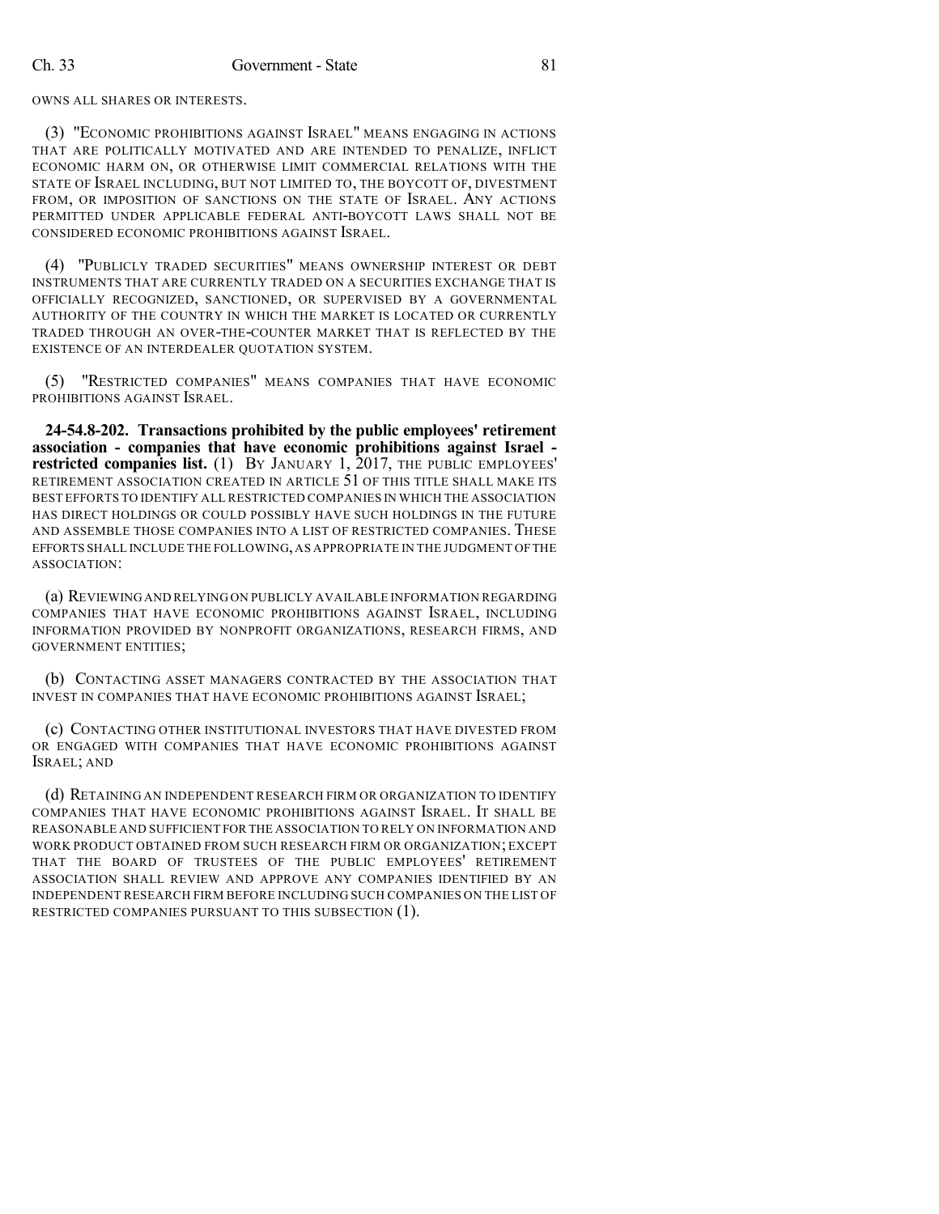OWNS ALL SHARES OR INTERESTS.

(3) "ECONOMIC PROHIBITIONS AGAINST ISRAEL" MEANS ENGAGING IN ACTIONS THAT ARE POLITICALLY MOTIVATED AND ARE INTENDED TO PENALIZE, INFLICT ECONOMIC HARM ON, OR OTHERWISE LIMIT COMMERCIAL RELATIONS WITH THE STATE OF ISRAEL INCLUDING, BUT NOT LIMITED TO, THE BOYCOTT OF, DIVESTMENT FROM, OR IMPOSITION OF SANCTIONS ON THE STATE OF ISRAEL. ANY ACTIONS PERMITTED UNDER APPLICABLE FEDERAL ANTI-BOYCOTT LAWS SHALL NOT BE CONSIDERED ECONOMIC PROHIBITIONS AGAINST ISRAEL.

(4) "PUBLICLY TRADED SECURITIES" MEANS OWNERSHIP INTEREST OR DEBT INSTRUMENTS THAT ARE CURRENTLY TRADED ON A SECURITIES EXCHANGE THAT IS OFFICIALLY RECOGNIZED, SANCTIONED, OR SUPERVISED BY A GOVERNMENTAL AUTHORITY OF THE COUNTRY IN WHICH THE MARKET IS LOCATED OR CURRENTLY TRADED THROUGH AN OVER-THE-COUNTER MARKET THAT IS REFLECTED BY THE EXISTENCE OF AN INTERDEALER QUOTATION SYSTEM.

(5) "RESTRICTED COMPANIES" MEANS COMPANIES THAT HAVE ECONOMIC PROHIBITIONS AGAINST ISRAEL.

**24-54.8-202. Transactions prohibited by the public employees' retirement association - companies that have economic prohibitions against Israel - restricted companies list.** (1) BY JANUARY 1, 2017, THE PUBLIC EMPLOYEES' RETIREMENT ASSOCIATION CREATED IN ARTICLE 51 OF THIS TITLE SHALL MAKE ITS BEST EFFORTS TO IDENTIFY ALL RESTRICTED COMPANIES IN WHICH THE ASSOCIATION HAS DIRECT HOLDINGS OR COULD POSSIBLY HAVE SUCH HOLDINGS IN THE FUTURE AND ASSEMBLE THOSE COMPANIES INTO A LIST OF RESTRICTED COMPANIES. THESE EFFORTS SHALL INCLUDE THE FOLLOWING, AS APPROPRIATE IN THE JUDGMENT OF THE ASSOCIATION:

(a) REVIEWING AND RELYING ON PUBLICLY AVAILABLE INFORMATION REGARDING COMPANIES THAT HAVE ECONOMIC PROHIBITIONS AGAINST ISRAEL, INCLUDING INFORMATION PROVIDED BY NONPROFIT ORGANIZATIONS, RESEARCH FIRMS, AND GOVERNMENT ENTITIES;

(b) CONTACTING ASSET MANAGERS CONTRACTED BY THE ASSOCIATION THAT INVEST IN COMPANIES THAT HAVE ECONOMIC PROHIBITIONS AGAINST ISRAEL;

(c) CONTACTING OTHER INSTITUTIONAL INVESTORS THAT HAVE DIVESTED FROM OR ENGAGED WITH COMPANIES THAT HAVE ECONOMIC PROHIBITIONS AGAINST ISRAEL; AND

(d) RETAINING AN INDEPENDENT RESEARCH FIRM OR ORGANIZATION TO IDENTIFY COMPANIES THAT HAVE ECONOMIC PROHIBITIONS AGAINST ISRAEL. IT SHALL BE REASONABLE AND SUFFICIENT FOR THE ASSOCIATION TO RELY ON INFORMATION AND WORK PRODUCT OBTAINED FROM SUCH RESEARCH FIRM OR ORGANIZATION; EXCEPT THAT THE BOARD OF TRUSTEES OF THE PUBLIC EMPLOYEES' RETIREMENT ASSOCIATION SHALL REVIEW AND APPROVE ANY COMPANIES IDENTIFIED BY AN INDEPENDENT RESEARCH FIRM BEFORE INCLUDING SUCH COMPANIES ON THE LIST OF RESTRICTED COMPANIES PURSUANT TO THIS SUBSECTION (1).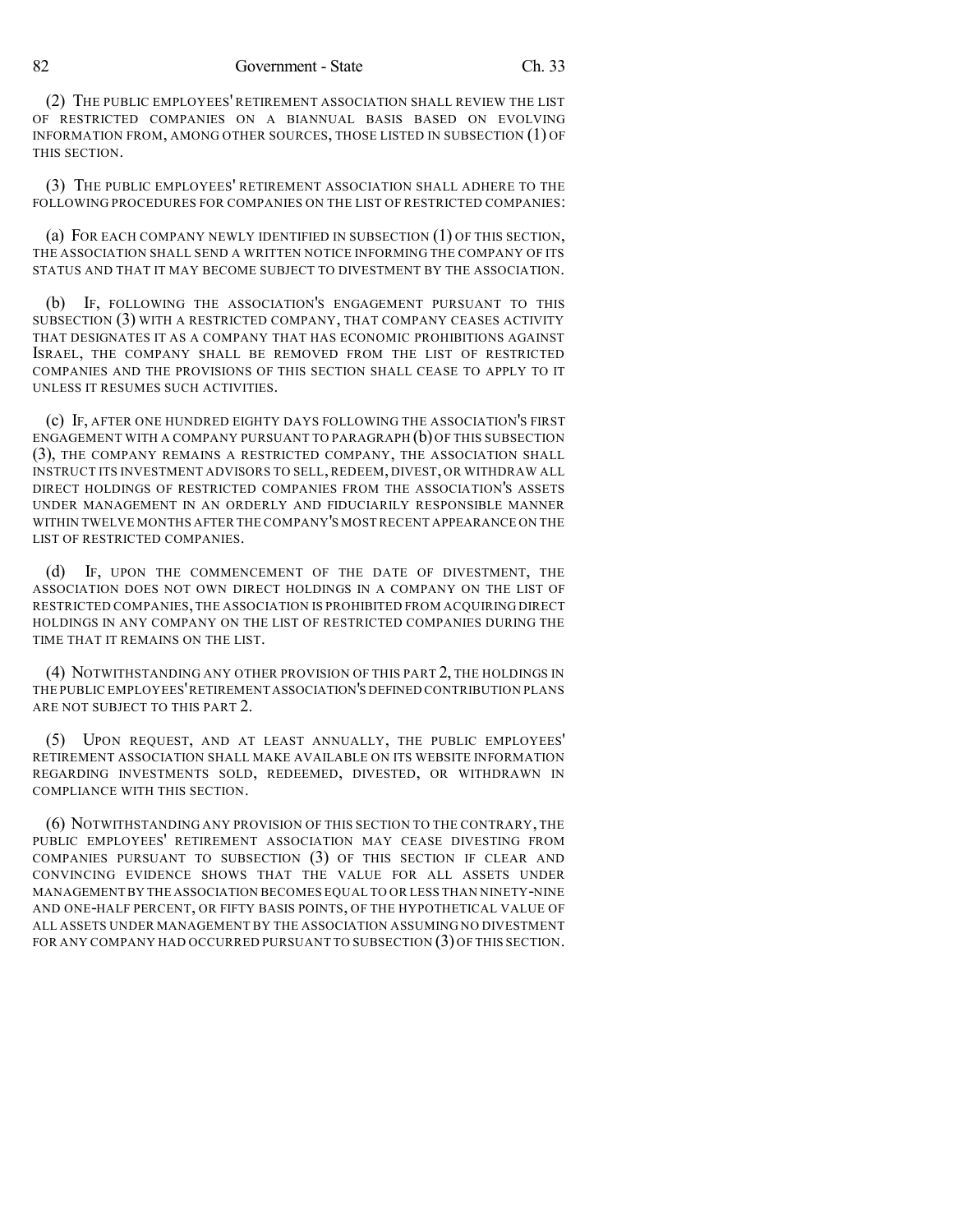(2) THE PUBLIC EMPLOYEES' RETIREMENT ASSOCIATION SHALL REVIEW THE LIST OF RESTRICTED COMPANIES ON A BIANNUAL BASIS BASED ON EVOLVING INFORMATION FROM, AMONG OTHER SOURCES, THOSE LISTED IN SUBSECTION (1) OF THIS SECTION.

(3) THE PUBLIC EMPLOYEES' RETIREMENT ASSOCIATION SHALL ADHERE TO THE FOLLOWING PROCEDURES FOR COMPANIES ON THE LIST OF RESTRICTED COMPANIES:

(a) FOR EACH COMPANY NEWLY IDENTIFIED IN SUBSECTION (1) OF THIS SECTION, THE ASSOCIATION SHALL SEND A WRITTEN NOTICE INFORMING THE COMPANY OF ITS STATUS AND THAT IT MAY BECOME SUBJECT TO DIVESTMENT BY THE ASSOCIATION.

(b) IF, FOLLOWING THE ASSOCIATION'S ENGAGEMENT PURSUANT TO THIS SUBSECTION (3) WITH A RESTRICTED COMPANY, THAT COMPANY CEASES ACTIVITY THAT DESIGNATES IT AS A COMPANY THAT HAS ECONOMIC PROHIBITIONS AGAINST ISRAEL, THE COMPANY SHALL BE REMOVED FROM THE LIST OF RESTRICTED COMPANIES AND THE PROVISIONS OF THIS SECTION SHALL CEASE TO APPLY TO IT UNLESS IT RESUMES SUCH ACTIVITIES.

(c) IF, AFTER ONE HUNDRED EIGHTY DAYS FOLLOWING THE ASSOCIATION'S FIRST ENGAGEMENT WITH A COMPANY PURSUANT TO PARAGRAPH (b) OF THIS SUBSECTION (3), THE COMPANY REMAINS A RESTRICTED COMPANY, THE ASSOCIATION SHALL INSTRUCT ITS INVESTMENT ADVISORS TO SELL, REDEEM, DIVEST, OR WITHDRAW ALL DIRECT HOLDINGS OF RESTRICTED COMPANIES FROM THE ASSOCIATION'S ASSETS UNDER MANAGEMENT IN AN ORDERLY AND FIDUCIARILY RESPONSIBLE MANNER WITHIN TWELVE MONTHS AFTER THE COMPANY'S MOST RECENT APPEARANCE ON THE LIST OF RESTRICTED COMPANIES.

(d) IF, UPON THE COMMENCEMENT OF THE DATE OF DIVESTMENT, THE ASSOCIATION DOES NOT OWN DIRECT HOLDINGS IN A COMPANY ON THE LIST OF RESTRICTED COMPANIES, THE ASSOCIATION IS PROHIBITED FROM ACQUIRING DIRECT HOLDINGS IN ANY COMPANY ON THE LIST OF RESTRICTED COMPANIES DURING THE TIME THAT IT REMAINS ON THE LIST.

(4) NOTWITHSTANDING ANY OTHER PROVISION OF THIS PART 2, THE HOLDINGS IN THE PUBLIC EMPLOYEES' RETIREMENT ASSOCIATION'S DEFINED CONTRIBUTION PLANS ARE NOT SUBJECT TO THIS PART 2.

(5) UPON REQUEST, AND AT LEAST ANNUALLY, THE PUBLIC EMPLOYEES' RETIREMENT ASSOCIATION SHALL MAKE AVAILABLE ON ITS WEBSITE INFORMATION REGARDING INVESTMENTS SOLD, REDEEMED, DIVESTED, OR WITHDRAWN IN COMPLIANCE WITH THIS SECTION.

(6) NOTWITHSTANDING ANY PROVISION OF THIS SECTION TO THE CONTRARY, THE PUBLIC EMPLOYEES' RETIREMENT ASSOCIATION MAY CEASE DIVESTING FROM COMPANIES PURSUANT TO SUBSECTION (3) OF THIS SECTION IF CLEAR AND CONVINCING EVIDENCE SHOWS THAT THE VALUE FOR ALL ASSETS UNDER MANAGEMENT BY THE ASSOCIATION BECOMES EQUAL TO OR LESS THAN NINETY-NINE AND ONE-HALF PERCENT, OR FIFTY BASIS POINTS, OF THE HYPOTHETICAL VALUE OF ALL ASSETS UNDER MANAGEMENT BY THE ASSOCIATION ASSUMING NO DIVESTMENT FOR ANY COMPANY HAD OCCURRED PURSUANT TO SUBSECTION (3) OF THIS SECTION.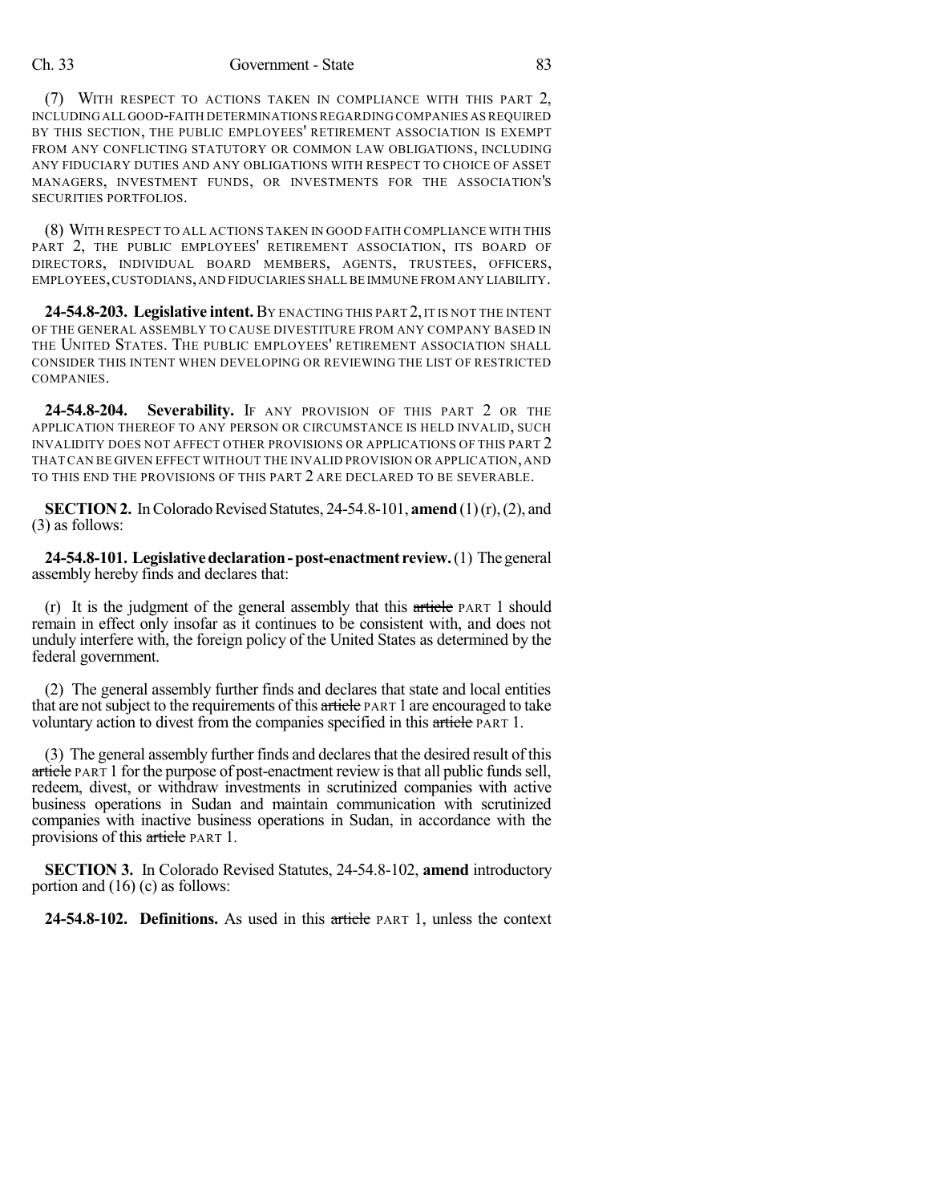(7) WITH RESPECT TO ACTIONS TAKEN IN COMPLIANCE WITH THIS PART 2, INCLUDING ALL GOOD-FAITH DETERMINATIONS REGARDING COMPANIES AS REQUIRED BY THIS SECTION, THE PUBLIC EMPLOYEES' RETIREMENT ASSOCIATION IS EXEMPT FROM ANY CONFLICTING STATUTORY OR COMMON LAW OBLIGATIONS, INCLUDING ANY FIDUCIARY DUTIES AND ANY OBLIGATIONS WITH RESPECT TO CHOICE OF ASSET MANAGERS, INVESTMENT FUNDS, OR INVESTMENTS FOR THE ASSOCIATION'S SECURITIES PORTFOLIOS.

(8) WITH RESPECT TO ALL ACTIONS TAKEN IN GOOD FAITH COMPLIANCE WITH THIS PART 2, THE PUBLIC EMPLOYEES' RETIREMENT ASSOCIATION, ITS BOARD OF DIRECTORS, INDIVIDUAL BOARD MEMBERS, AGENTS, TRUSTEES, OFFICERS, EMPLOYEES, CUSTODIANS, AND FIDUCIARIES SHALL BE IMMUNE FROM ANY LIABILITY.

**24-54.8-203. Legislative intent.** BY ENACTING THIS PART 2, IT IS NOT THE INTENT OF THE GENERAL ASSEMBLY TO CAUSE DIVESTITURE FROM ANY COMPANY BASED IN THE UNITED STATES. THE PUBLIC EMPLOYEES' RETIREMENT ASSOCIATION SHALL CONSIDER THIS INTENT WHEN DEVELOPING OR REVIEWING THE LIST OF RESTRICTED COMPANIES.

**24-54.8-204. Severability.** IF ANY PROVISION OF THIS PART 2 OR THE APPLICATION THEREOF TO ANY PERSON OR CIRCUMSTANCE IS HELD INVALID, SUCH INVALIDITY DOES NOT AFFECT OTHER PROVISIONS OR APPLICATIONS OF THIS PART 2 THAT CAN BE GIVEN EFFECT WITHOUT THE INVALID PROVISION OR APPLICATION, AND TO THIS END THE PROVISIONS OF THIS PART 2 ARE DECLARED TO BE SEVERABLE.

**SECTION 2.** In Colorado Revised Statutes, 24-54.8-101, **amend** (1) (r), (2), and (3) as follows:

**24-54.8-101. Legislative declaration - post-enactment review.** (1) The general assembly hereby finds and declares that:

(r) It is the judgment of the general assembly that this ~~article~~ PART 1 should remain in effect only insofar as it continues to be consistent with, and does not unduly interfere with, the foreign policy of the United States as determined by the federal government.

(2) The general assembly further finds and declares that state and local entities that are not subject to the requirements of this ~~article~~ PART 1 are encouraged to take voluntary action to divest from the companies specified in this ~~article~~ PART 1.

(3) The general assembly further finds and declares that the desired result of this ~~article~~ PART 1 for the purpose of post-enactment review is that all public funds sell, redeem, divest, or withdraw investments in scrutinized companies with active business operations in Sudan and maintain communication with scrutinized companies with inactive business operations in Sudan, in accordance with the provisions of this ~~article~~ PART 1.

**SECTION 3.** In Colorado Revised Statutes, 24-54.8-102, **amend** introductory portion and (16) (c) as follows:

**24-54.8-102. Definitions.** As used in this ~~article~~ PART 1, unless the context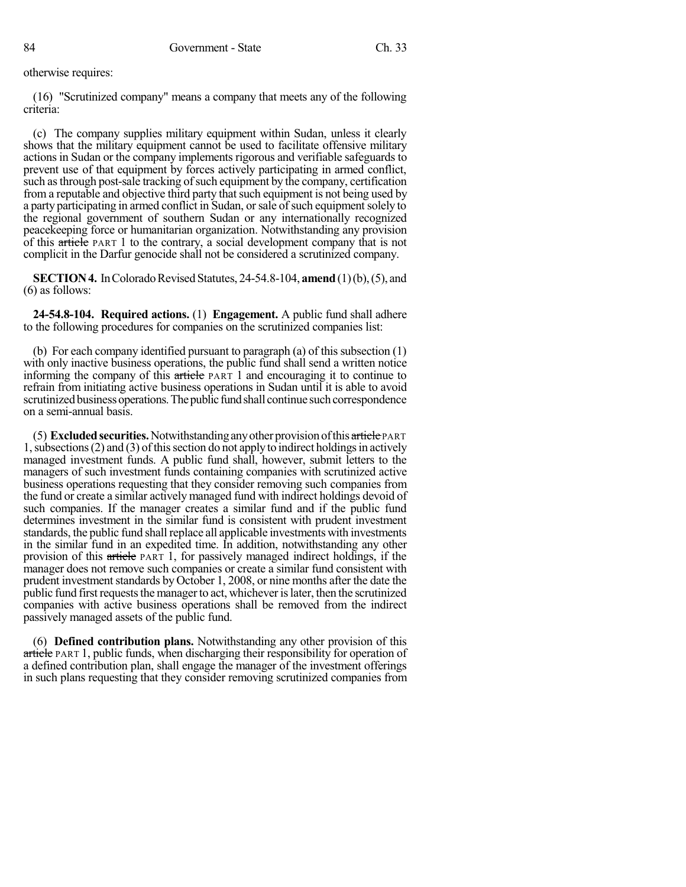otherwise requires:

(16) "Scrutinized company" means a company that meets any of the following criteria:

(c) The company supplies military equipment within Sudan, unless it clearly shows that the military equipment cannot be used to facilitate offensive military actions in Sudan or the company implements rigorous and verifiable safeguards to prevent use of that equipment by forces actively participating in armed conflict, such as through post-sale tracking of such equipment by the company, certification from a reputable and objective third party that such equipment is not being used by a party participating in armed conflict in Sudan, or sale of such equipment solely to the regional government of southern Sudan or any internationally recognized peacekeeping force or humanitarian organization. Notwithstanding any provision of this ~~article~~ PART 1 to the contrary, a social development company that is not complicit in the Darfur genocide shall not be considered a scrutinized company.

**SECTION 4.** In Colorado Revised Statutes, 24-54.8-104, **amend** (1)(b), (5), and (6) as follows:

**24-54.8-104. Required actions.** (1) **Engagement.** A public fund shall adhere to the following procedures for companies on the scrutinized companies list:

(b) For each company identified pursuant to paragraph (a) of this subsection (1) with only inactive business operations, the public fund shall send a written notice informing the company of this ~~article~~ PART 1 and encouraging it to continue to refrain from initiating active business operations in Sudan until it is able to avoid scrutinized business operations. The public fund shall continue such correspondence on a semi-annual basis.

(5) **Excluded securities.** Notwithstanding any other provision of this ~~article~~ PART 1, subsections (2) and (3) of this section do not apply to indirect holdings in actively managed investment funds. A public fund shall, however, submit letters to the managers of such investment funds containing companies with scrutinized active business operations requesting that they consider removing such companies from the fund or create a similar actively managed fund with indirect holdings devoid of such companies. If the manager creates a similar fund and if the public fund determines investment in the similar fund is consistent with prudent investment standards, the public fund shall replace all applicable investments with investments in the similar fund in an expedited time. In addition, notwithstanding any other provision of this ~~article~~ PART 1, for passively managed indirect holdings, if the manager does not remove such companies or create a similar fund consistent with prudent investment standards by October 1, 2008, or nine months after the date the public fund first requests the manager to act, whichever is later, then the scrutinized companies with active business operations shall be removed from the indirect passively managed assets of the public fund.

(6) **Defined contribution plans.** Notwithstanding any other provision of this ~~article~~ PART 1, public funds, when discharging their responsibility for operation of a defined contribution plan, shall engage the manager of the investment offerings in such plans requesting that they consider removing scrutinized companies from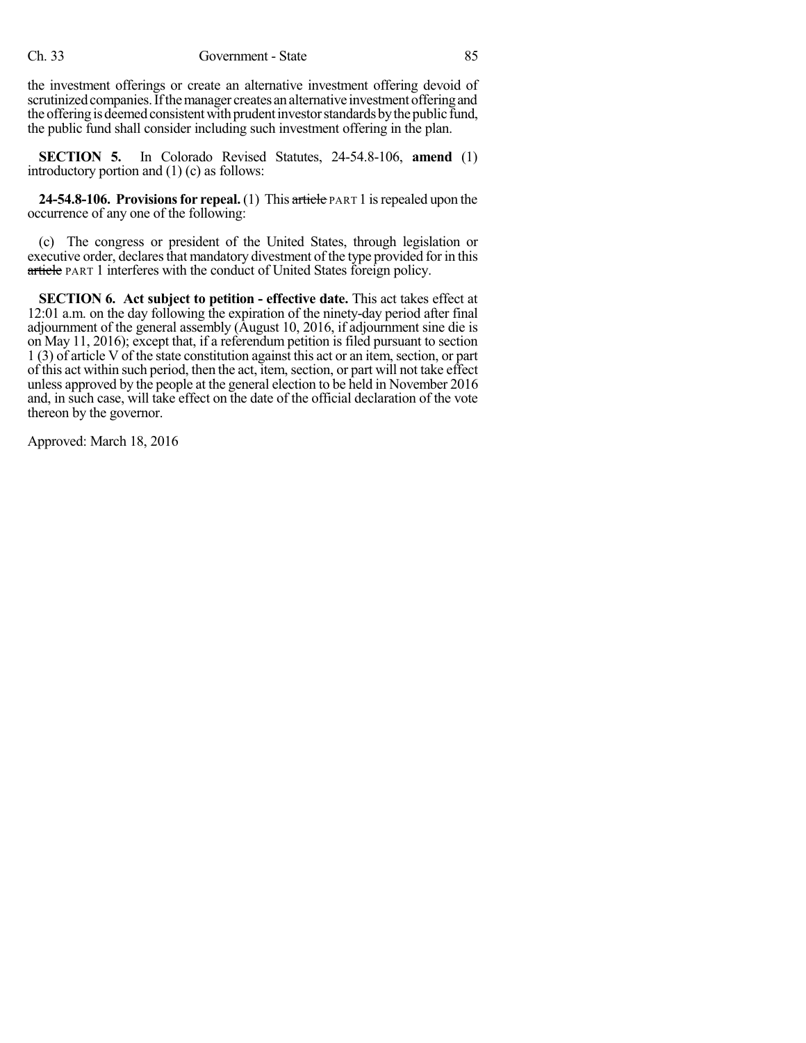the investment offerings or create an alternative investment offering devoid of scrutinized companies. If the manager creates an alternative investment offering and the offering is deemed consistent with prudent investor standards by the public fund, the public fund shall consider including such investment offering in the plan.

**SECTION 5.** In Colorado Revised Statutes, 24-54.8-106, **amend** (1) introductory portion and (1) (c) as follows:

**24-54.8-106. Provisions for repeal.** (1) This ~~article~~ PART 1 is repealed upon the occurrence of any one of the following:

(c) The congress or president of the United States, through legislation or executive order, declares that mandatory divestment of the type provided for in this ~~article~~ PART 1 interferes with the conduct of United States foreign policy.

**SECTION 6. Act subject to petition - effective date.** This act takes effect at 12:01 a.m. on the day following the expiration of the ninety-day period after final adjournment of the general assembly (August 10, 2016, if adjournment sine die is on May 11, 2016); except that, if a referendum petition is filed pursuant to section 1 (3) of article V of the state constitution against this act or an item, section, or part of this act within such period, then the act, item, section, or part will not take effect unless approved by the people at the general election to be held in November 2016 and, in such case, will take effect on the date of the official declaration of the vote thereon by the governor.

Approved: March 18, 2016